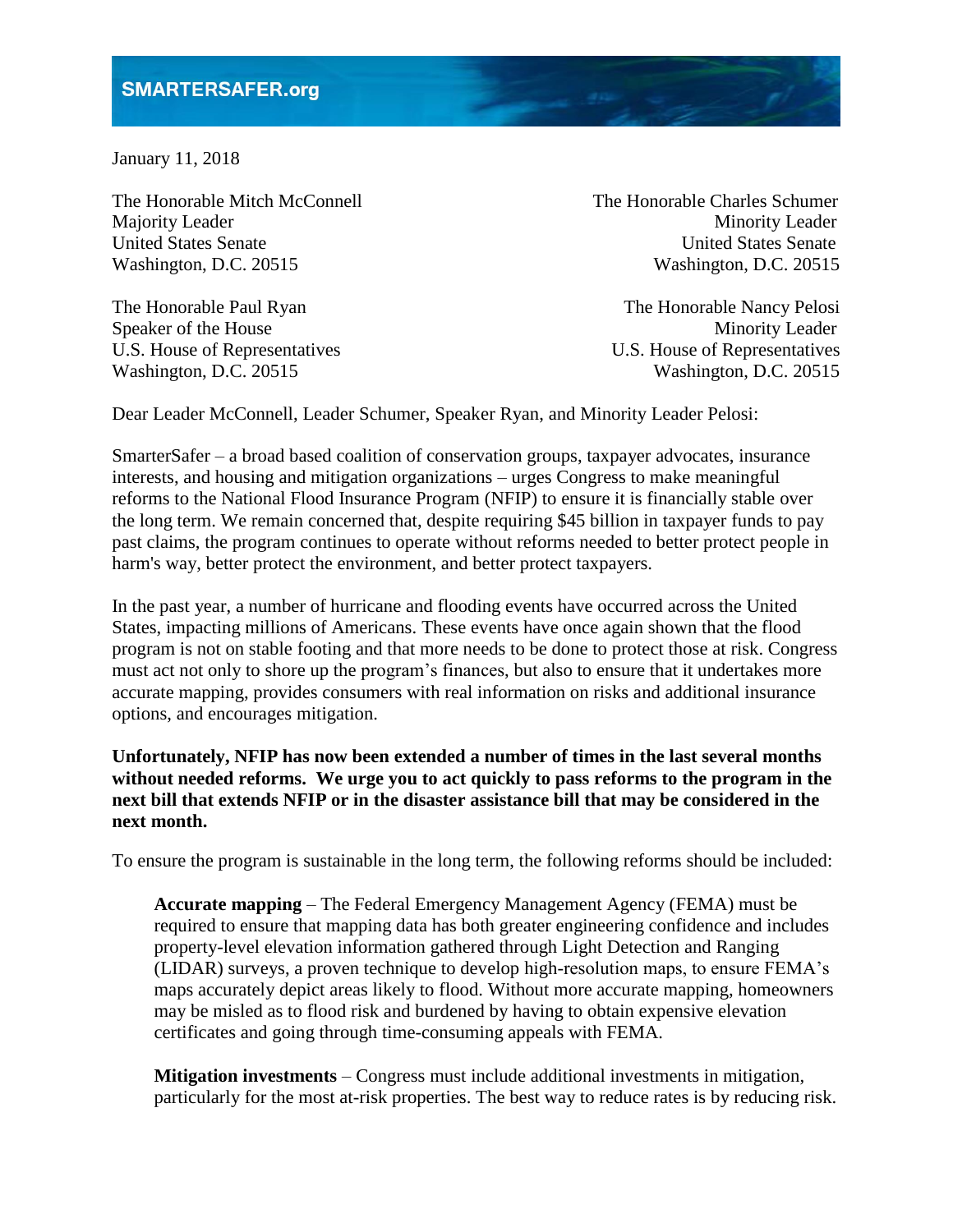**SMARTERSAFER.org**

January 11, 2018

The Honorable Mitch McConnell
Majority Leader
United States Senate
Washington, D.C. 20515

The Honorable Charles Schumer
Minority Leader
United States Senate
Washington, D.C. 20515

The Honorable Paul Ryan
Speaker of the House
U.S. House of Representatives
Washington, D.C. 20515

The Honorable Nancy Pelosi
Minority Leader
U.S. House of Representatives
Washington, D.C. 20515

Dear Leader McConnell, Leader Schumer, Speaker Ryan, and Minority Leader Pelosi:

SmarterSafer – a broad based coalition of conservation groups, taxpayer advocates, insurance interests, and housing and mitigation organizations – urges Congress to make meaningful reforms to the National Flood Insurance Program (NFIP) to ensure it is financially stable over the long term. We remain concerned that, despite requiring $45 billion in taxpayer funds to pay past claims, the program continues to operate without reforms needed to better protect people in harm's way, better protect the environment, and better protect taxpayers.

In the past year, a number of hurricane and flooding events have occurred across the United States, impacting millions of Americans. These events have once again shown that the flood program is not on stable footing and that more needs to be done to protect those at risk. Congress must act not only to shore up the program's finances, but also to ensure that it undertakes more accurate mapping, provides consumers with real information on risks and additional insurance options, and encourages mitigation.

**Unfortunately, NFIP has now been extended a number of times in the last several months without needed reforms. We urge you to act quickly to pass reforms to the program in the next bill that extends NFIP or in the disaster assistance bill that may be considered in the next month.**

To ensure the program is sustainable in the long term, the following reforms should be included:

**Accurate mapping** – The Federal Emergency Management Agency (FEMA) must be required to ensure that mapping data has both greater engineering confidence and includes property-level elevation information gathered through Light Detection and Ranging (LIDAR) surveys, a proven technique to develop high-resolution maps, to ensure FEMA's maps accurately depict areas likely to flood. Without more accurate mapping, homeowners may be misled as to flood risk and burdened by having to obtain expensive elevation certificates and going through time-consuming appeals with FEMA.

**Mitigation investments** – Congress must include additional investments in mitigation, particularly for the most at-risk properties. The best way to reduce rates is by reducing risk.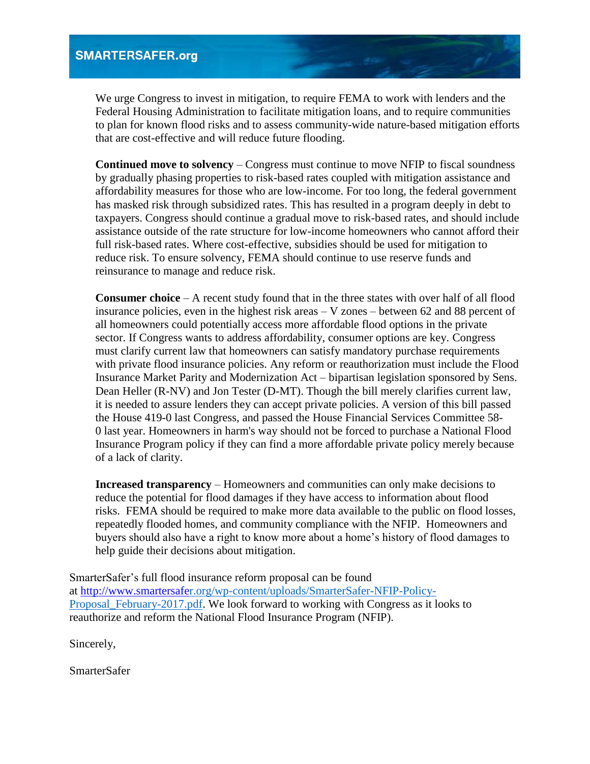We urge Congress to invest in mitigation, to require FEMA to work with lenders and the Federal Housing Administration to facilitate mitigation loans, and to require communities to plan for known flood risks and to assess community-wide nature-based mitigation efforts that are cost-effective and will reduce future flooding.

**Continued move to solvency** – Congress must continue to move NFIP to fiscal soundness by gradually phasing properties to risk-based rates coupled with mitigation assistance and affordability measures for those who are low-income. For too long, the federal government has masked risk through subsidized rates. This has resulted in a program deeply in debt to taxpayers. Congress should continue a gradual move to risk-based rates, and should include assistance outside of the rate structure for low-income homeowners who cannot afford their full risk-based rates. Where cost-effective, subsidies should be used for mitigation to reduce risk. To ensure solvency, FEMA should continue to use reserve funds and reinsurance to manage and reduce risk.

**Consumer choice** – A recent study found that in the three states with over half of all flood insurance policies, even in the highest risk areas – V zones – between 62 and 88 percent of all homeowners could potentially access more affordable flood options in the private sector. If Congress wants to address affordability, consumer options are key. Congress must clarify current law that homeowners can satisfy mandatory purchase requirements with private flood insurance policies. Any reform or reauthorization must include the Flood Insurance Market Parity and Modernization Act – bipartisan legislation sponsored by Sens. Dean Heller (R-NV) and Jon Tester (D-MT). Though the bill merely clarifies current law, it is needed to assure lenders they can accept private policies. A version of this bill passed the House 419-0 last Congress, and passed the House Financial Services Committee 58-0 last year. Homeowners in harm's way should not be forced to purchase a National Flood Insurance Program policy if they can find a more affordable private policy merely because of a lack of clarity.

**Increased transparency** – Homeowners and communities can only make decisions to reduce the potential for flood damages if they have access to information about flood risks. FEMA should be required to make more data available to the public on flood losses, repeatedly flooded homes, and community compliance with the NFIP. Homeowners and buyers should also have a right to know more about a home's history of flood damages to help guide their decisions about mitigation.

SmarterSafer's full flood insurance reform proposal can be found at http://www.smartersafer.org/wp-content/uploads/SmarterSafer-NFIP-Policy-Proposal_February-2017.pdf. We look forward to working with Congress as it looks to reauthorize and reform the National Flood Insurance Program (NFIP).

Sincerely,

SmarterSafer